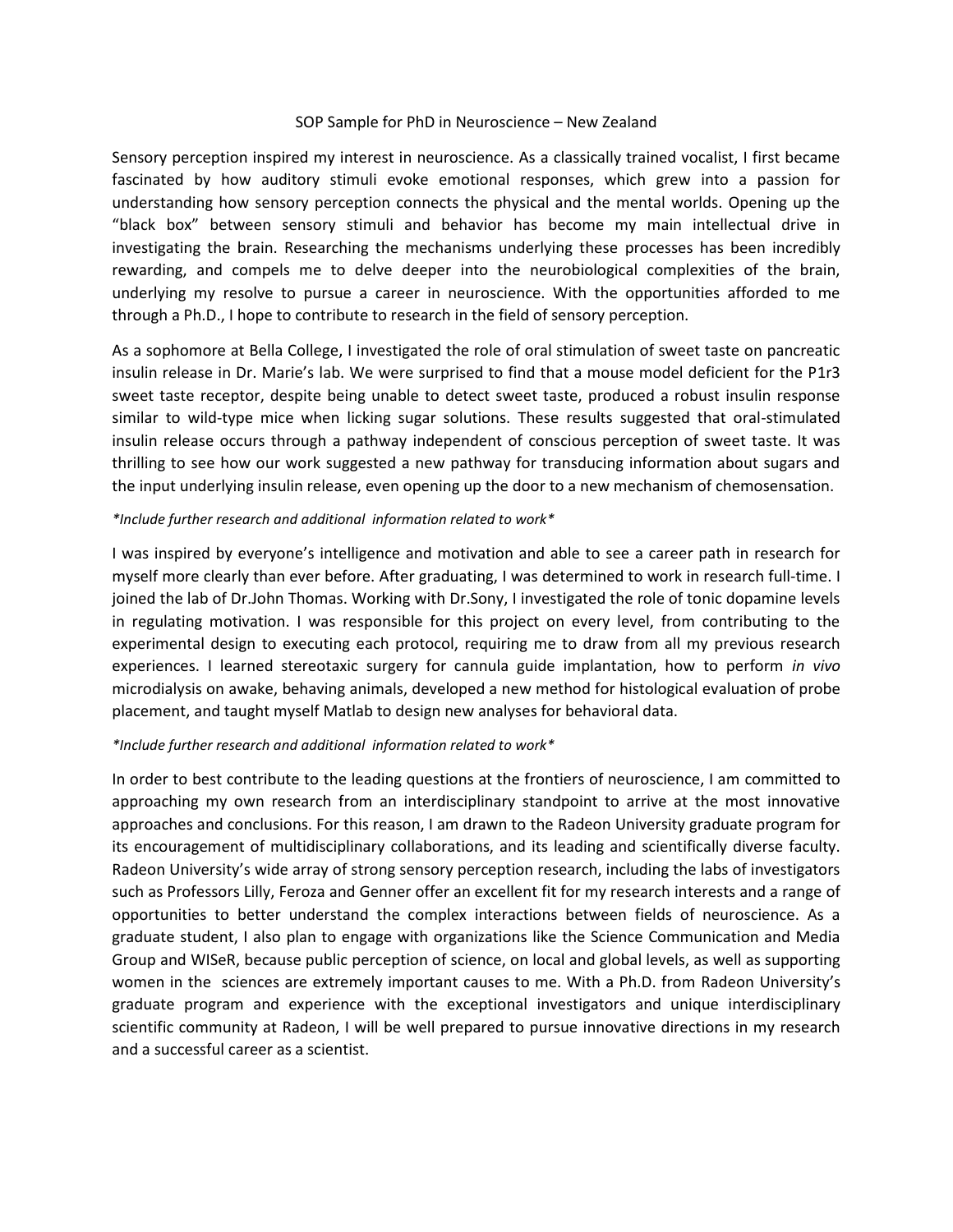# SOP Sample for PhD in Neuroscience – New Zealand

Sensory perception inspired my interest in neuroscience. As a classically trained vocalist, I first became fascinated by how auditory stimuli evoke emotional responses, which grew into a passion for understanding how sensory perception connects the physical and the mental worlds. Opening up the "black box" between sensory stimuli and behavior has become my main intellectual drive in investigating the brain. Researching the mechanisms underlying these processes has been incredibly rewarding, and compels me to delve deeper into the neurobiological complexities of the brain, underlying my resolve to pursue a career in neuroscience. With the opportunities afforded to me through a Ph.D., I hope to contribute to research in the field of sensory perception.

As a sophomore at Bella College, I investigated the role of oral stimulation of sweet taste on pancreatic insulin release in Dr. Marie's lab. We were surprised to find that a mouse model deficient for the P1r3 sweet taste receptor, despite being unable to detect sweet taste, produced a robust insulin response similar to wild-type mice when licking sugar solutions. These results suggested that oral-stimulated insulin release occurs through a pathway independent of conscious perception of sweet taste. It was thrilling to see how our work suggested a new pathway for transducing information about sugars and the input underlying insulin release, even opening up the door to a new mechanism of chemosensation.

*\*Include further research and additional information related to work\**

I was inspired by everyone's intelligence and motivation and able to see a career path in research for myself more clearly than ever before. After graduating, I was determined to work in research full-time. I joined the lab of Dr.John Thomas. Working with Dr.Sony, I investigated the role of tonic dopamine levels in regulating motivation. I was responsible for this project on every level, from contributing to the experimental design to executing each protocol, requiring me to draw from all my previous research experiences. I learned stereotaxic surgery for cannula guide implantation, how to perform *in vivo* microdialysis on awake, behaving animals, developed a new method for histological evaluation of probe placement, and taught myself Matlab to design new analyses for behavioral data.

*\*Include further research and additional information related to work\**

In order to best contribute to the leading questions at the frontiers of neuroscience, I am committed to approaching my own research from an interdisciplinary standpoint to arrive at the most innovative approaches and conclusions. For this reason, I am drawn to the Radeon University graduate program for its encouragement of multidisciplinary collaborations, and its leading and scientifically diverse faculty. Radeon University's wide array of strong sensory perception research, including the labs of investigators such as Professors Lilly, Feroza and Genner offer an excellent fit for my research interests and a range of opportunities to better understand the complex interactions between fields of neuroscience. As a graduate student, I also plan to engage with organizations like the Science Communication and Media Group and WISeR, because public perception of science, on local and global levels, as well as supporting women in the sciences are extremely important causes to me. With a Ph.D. from Radeon University's graduate program and experience with the exceptional investigators and unique interdisciplinary scientific community at Radeon, I will be well prepared to pursue innovative directions in my research and a successful career as a scientist.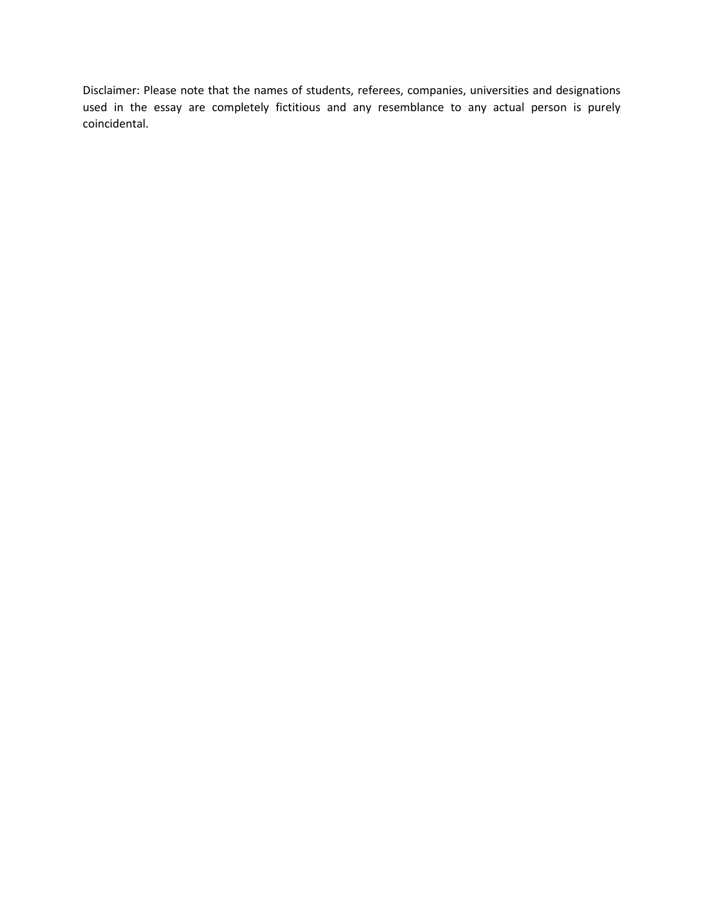Disclaimer: Please note that the names of students, referees, companies, universities and designations used in the essay are completely fictitious and any resemblance to any actual person is purely coincidental.